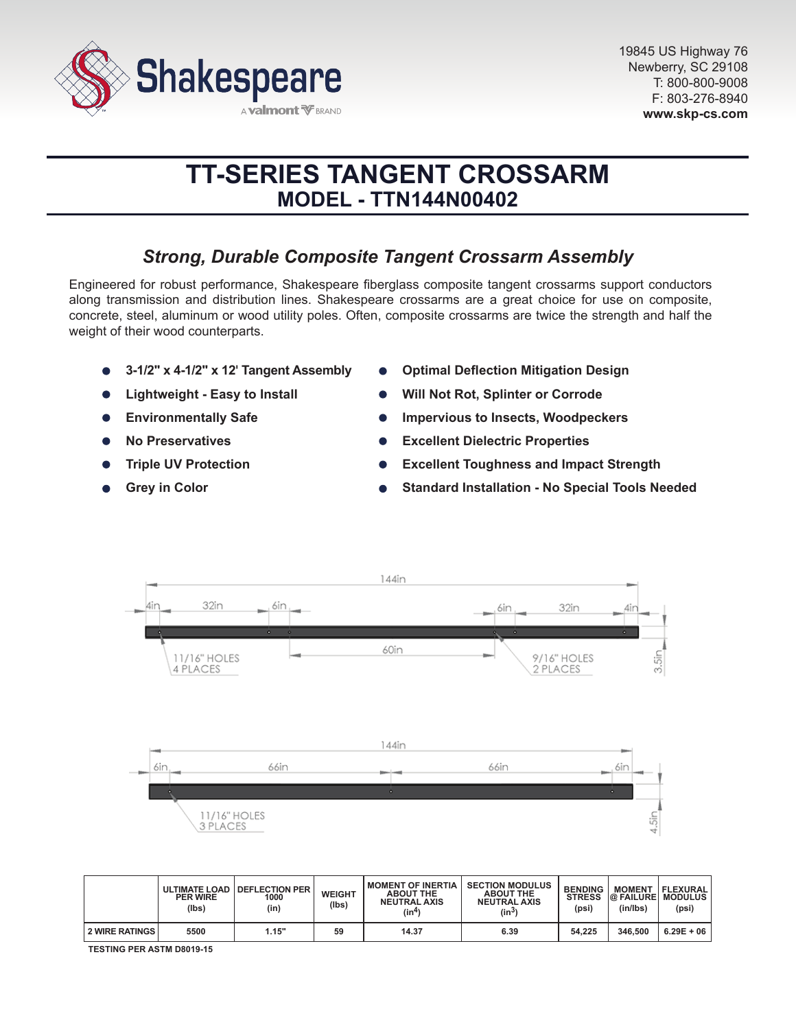Shakespeare

A valmont BRAND

19845 US Highway 76
Newberry, SC 29108
T: 800-800-9008
F: 803-276-8940
**www.skp-cs.com**

# TT-SERIES TANGENT CROSSARM
## MODEL - TTN144N00402

### *Strong, Durable Composite Tangent Crossarm Assembly*

Engineered for robust performance, Shakespeare fiberglass composite tangent crossarms support conductors along transmission and distribution lines. Shakespeare crossarms are a great choice for use on composite, concrete, steel, aluminum or wood utility poles. Often, composite crossarms are twice the strength and half the weight of their wood counterparts.

- **3-1/2" x 4-1/2" x 12' Tangent Assembly**
- **Lightweight - Easy to Install**
- **Environmentally Safe**
- **No Preservatives**
- **Triple UV Protection**
- **Grey in Color**
- **Optimal Deflection Mitigation Design**
- **Will Not Rot, Splinter or Corrode**
- **Impervious to Insects, Woodpeckers**
- **Excellent Dielectric Properties**
- **Excellent Toughness and Impact Strength**
- **Standard Installation - No Special Tools Needed**

144in
4in | 32in | 6in | 60in | 6in | 32in | 4in
11/16" HOLES 4 PLACES
9/16" HOLES 2 PLACES
3.5in

144in
6in | 66in | 66in | 6in
11/16" HOLES 3 PLACES
4.5in

| | ULTIMATE LOAD PER WIRE (lbs) | DEFLECTION PER 1000 (in) | WEIGHT (lbs) | MOMENT OF INERTIA ABOUT THE NEUTRAL AXIS ($in^4$) | SECTION MODULUS ABOUT THE NEUTRAL AXIS ($in^3$) | BENDING STRESS (psi) | MOMENT @ FAILURE (in/lbs) | FLEXURAL MODULUS (psi) |
|---|---|---|---|---|---|---|---|---|
| 2 WIRE RATINGS | 5500 | 1.15" | 59 | 14.37 | 6.39 | 54,225 | 346,500 | 6.29E + 06 |

TESTING PER ASTM D8019-15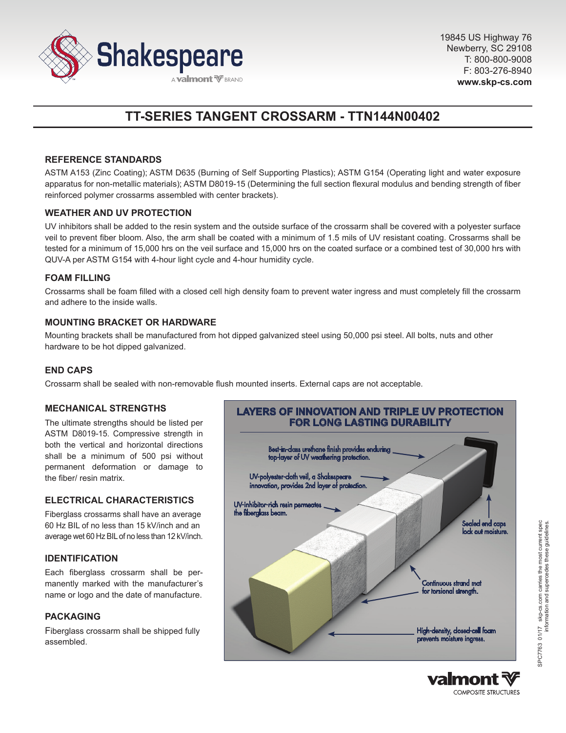19845 US Highway 76
Newberry, SC 29108
T: 800-800-9008
F: 803-276-8940
**www.skp-cs.com**

# TT-SERIES TANGENT CROSSARM - TTN144N00402

## REFERENCE STANDARDS

ASTM A153 (Zinc Coating); ASTM D635 (Burning of Self Supporting Plastics); ASTM G154 (Operating light and water exposure apparatus for non-metallic materials); ASTM D8019-15 (Determining the full section flexural modulus and bending strength of fiber reinforced polymer crossarms assembled with center brackets).

## WEATHER AND UV PROTECTION

UV inhibitors shall be added to the resin system and the outside surface of the crossarm shall be covered with a polyester surface veil to prevent fiber bloom. Also, the arm shall be coated with a minimum of 1.5 mils of UV resistant coating. Crossarms shall be tested for a minimum of 15,000 hrs on the veil surface and 15,000 hrs on the coated surface or a combined test of 30,000 hrs with QUV-A per ASTM G154 with 4-hour light cycle and 4-hour humidity cycle.

## FOAM FILLING

Crossarms shall be foam filled with a closed cell high density foam to prevent water ingress and must completely fill the crossarm and adhere to the inside walls.

## MOUNTING BRACKET OR HARDWARE

Mounting brackets shall be manufactured from hot dipped galvanized steel using 50,000 psi steel. All bolts, nuts and other hardware to be hot dipped galvanized.

## END CAPS

Crossarm shall be sealed with non-removable flush mounted inserts. External caps are not acceptable.

## MECHANICAL STRENGTHS

The ultimate strengths should be listed per ASTM D8019-15. Compressive strength in both the vertical and horizontal directions shall be a minimum of 500 psi without permanent deformation or damage to the fiber/ resin matrix.

## ELECTRICAL CHARACTERISTICS

Fiberglass crossarms shall have an average 60 Hz BIL of no less than 15 kV/inch and an average wet 60 Hz BIL of no less than 12 kV/inch.

## IDENTIFICATION

Each fiberglass crossarm shall be permanently marked with the manufacturer's name or logo and the date of manufacture.

## PACKAGING

Fiberglass crossarm shall be shipped fully assembled.

LAYERS OF INNOVATION AND TRIPLE UV PROTECTION FOR LONG LASTING DURABILITY

Best-in-class urethane finish provides enduring top-layer of UV weathering protection.

UV-polyester-cloth veil, a Shakespeare innovation, provides 2nd layer of protection.

UV-inhibitor-rich resin permeates the fiberglass beam.

Sealed end caps lock out moisture.

Continuous strand mat for torsional strength.

High-density, closed-cell foam prevents moisture ingress.

SPC7763 01/17 skp-cs.com carries the most current spec information and supercedes these guidelines.